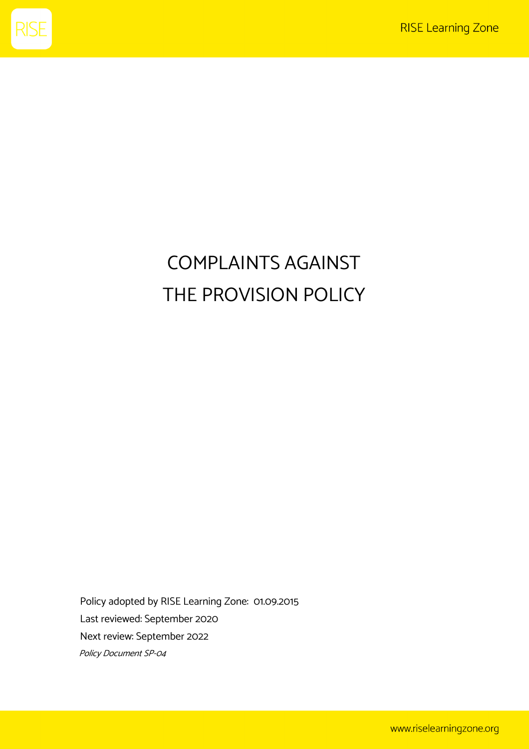# COMPLAINTS AGAINST THE PROVISION POLICY

Policy adopted by RISE Learning Zone: 01.09.2015

Last reviewed: September 2020

Next review: September 2022

*Policy Document SP-04*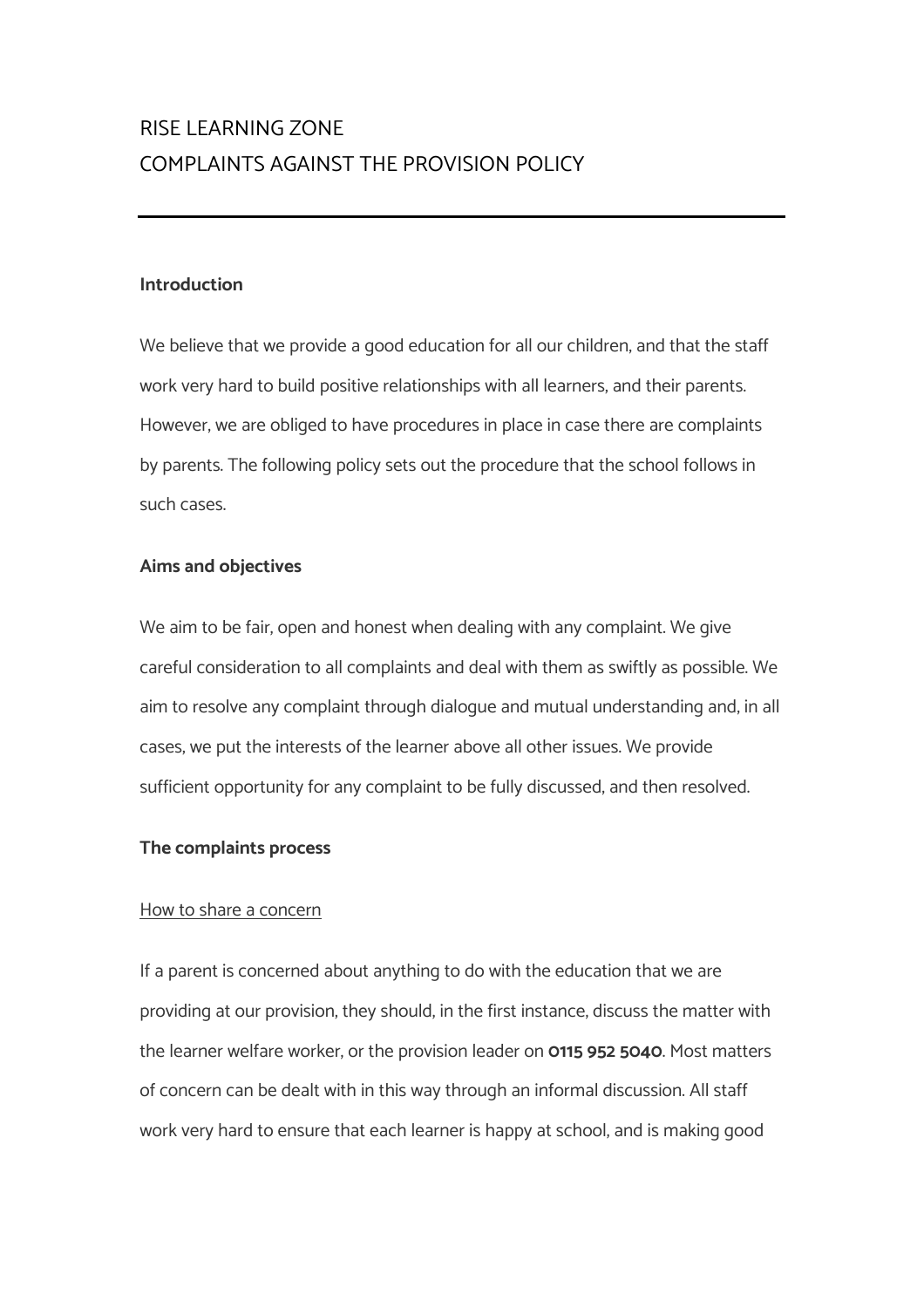# RISE LEARNING ZONE
# COMPLAINTS AGAINST THE PROVISION POLICY

---

**Introduction**

We believe that we provide a good education for all our children, and that the staff work very hard to build positive relationships with all learners, and their parents. However, we are obliged to have procedures in place in case there are complaints by parents. The following policy sets out the procedure that the school follows in such cases.

**Aims and objectives**

We aim to be fair, open and honest when dealing with any complaint. We give careful consideration to all complaints and deal with them as swiftly as possible. We aim to resolve any complaint through dialogue and mutual understanding and, in all cases, we put the interests of the learner above all other issues. We provide sufficient opportunity for any complaint to be fully discussed, and then resolved.

**The complaints process**

<u>How to share a concern</u>

If a parent is concerned about anything to do with the education that we are providing at our provision, they should, in the first instance, discuss the matter with the learner welfare worker, or the provision leader on **0115 952 5040**. Most matters of concern can be dealt with in this way through an informal discussion. All staff work very hard to ensure that each learner is happy at school, and is making good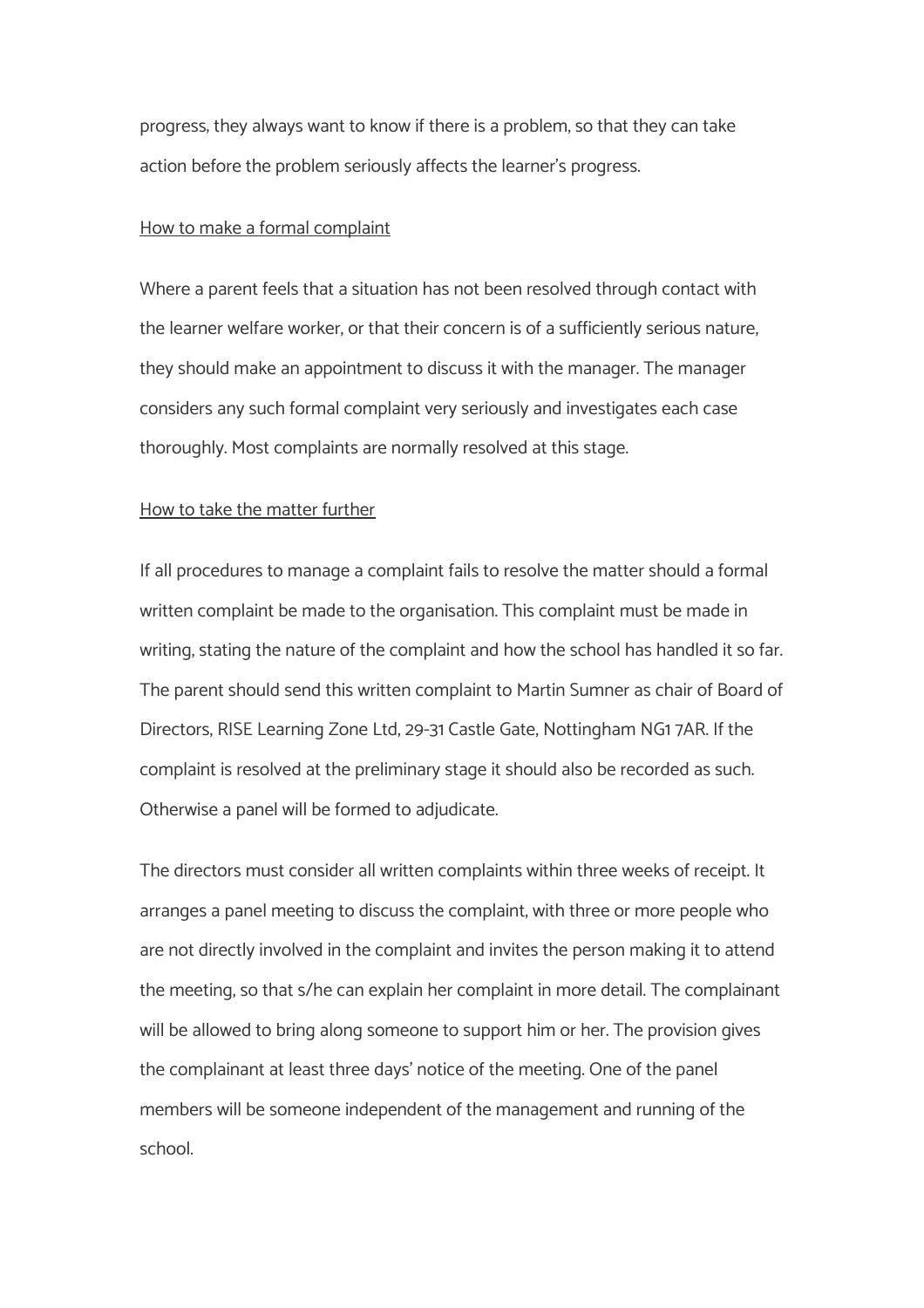progress, they always want to know if there is a problem, so that they can take action before the problem seriously affects the learner's progress.

<u>How to make a formal complaint</u>

Where a parent feels that a situation has not been resolved through contact with the learner welfare worker, or that their concern is of a sufficiently serious nature, they should make an appointment to discuss it with the manager. The manager considers any such formal complaint very seriously and investigates each case thoroughly. Most complaints are normally resolved at this stage.

<u>How to take the matter further</u>

If all procedures to manage a complaint fails to resolve the matter should a formal written complaint be made to the organisation. This complaint must be made in writing, stating the nature of the complaint and how the school has handled it so far. The parent should send this written complaint to Martin Sumner as chair of Board of Directors, RISE Learning Zone Ltd, 29-31 Castle Gate, Nottingham NG1 7AR. If the complaint is resolved at the preliminary stage it should also be recorded as such. Otherwise a panel will be formed to adjudicate.

The directors must consider all written complaints within three weeks of receipt. It arranges a panel meeting to discuss the complaint, with three or more people who are not directly involved in the complaint and invites the person making it to attend the meeting, so that s/he can explain her complaint in more detail. The complainant will be allowed to bring along someone to support him or her. The provision gives the complainant at least three days' notice of the meeting. One of the panel members will be someone independent of the management and running of the school.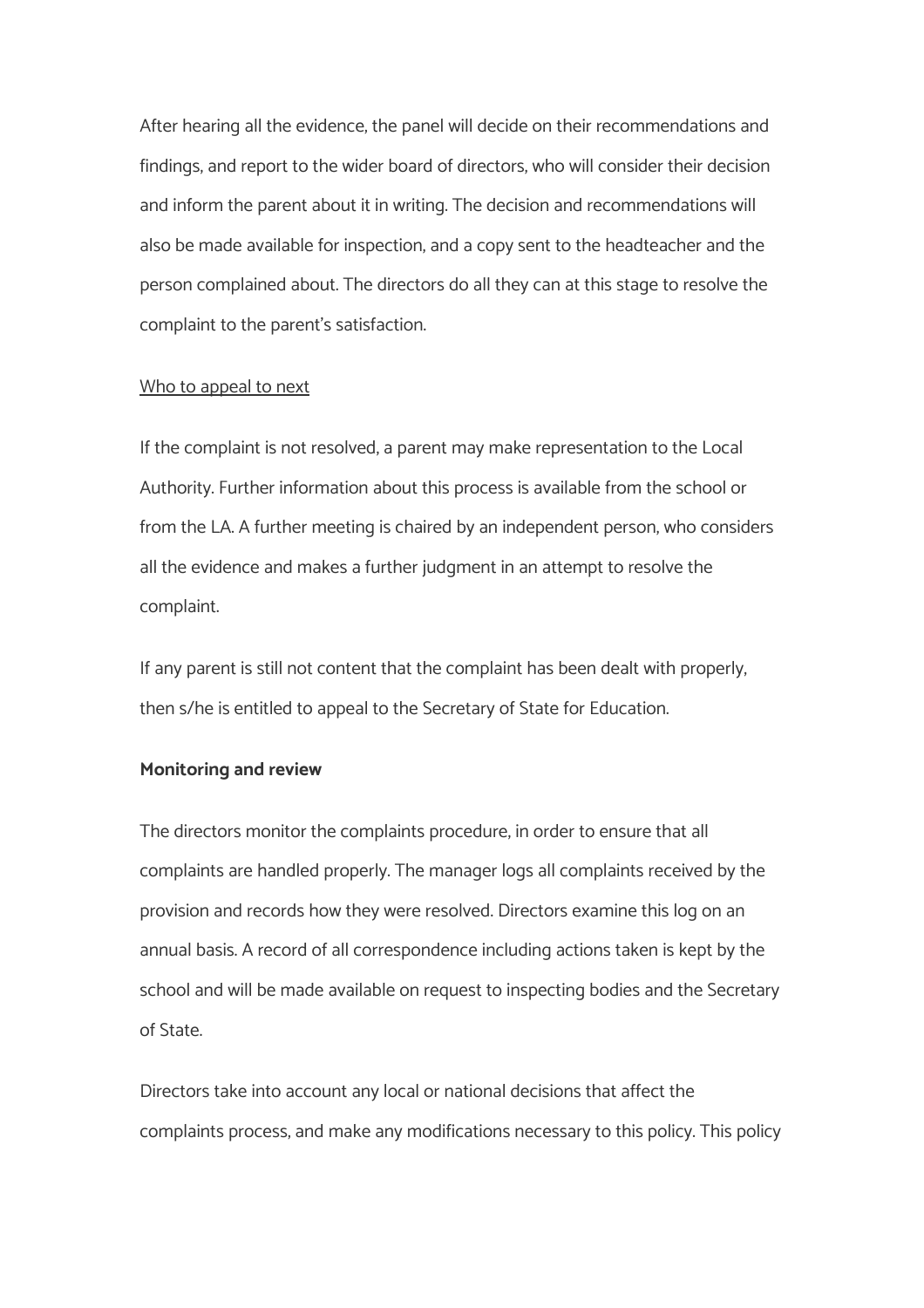After hearing all the evidence, the panel will decide on their recommendations and findings, and report to the wider board of directors, who will consider their decision and inform the parent about it in writing. The decision and recommendations will also be made available for inspection, and a copy sent to the headteacher and the person complained about. The directors do all they can at this stage to resolve the complaint to the parent's satisfaction.

<u>Who to appeal to next</u>

If the complaint is not resolved, a parent may make representation to the Local Authority. Further information about this process is available from the school or from the LA. A further meeting is chaired by an independent person, who considers all the evidence and makes a further judgment in an attempt to resolve the complaint.

If any parent is still not content that the complaint has been dealt with properly, then s/he is entitled to appeal to the Secretary of State for Education.

**Monitoring and review**

The directors monitor the complaints procedure, in order to ensure that all complaints are handled properly. The manager logs all complaints received by the provision and records how they were resolved. Directors examine this log on an annual basis. A record of all correspondence including actions taken is kept by the school and will be made available on request to inspecting bodies and the Secretary of State.

Directors take into account any local or national decisions that affect the complaints process, and make any modifications necessary to this policy. This policy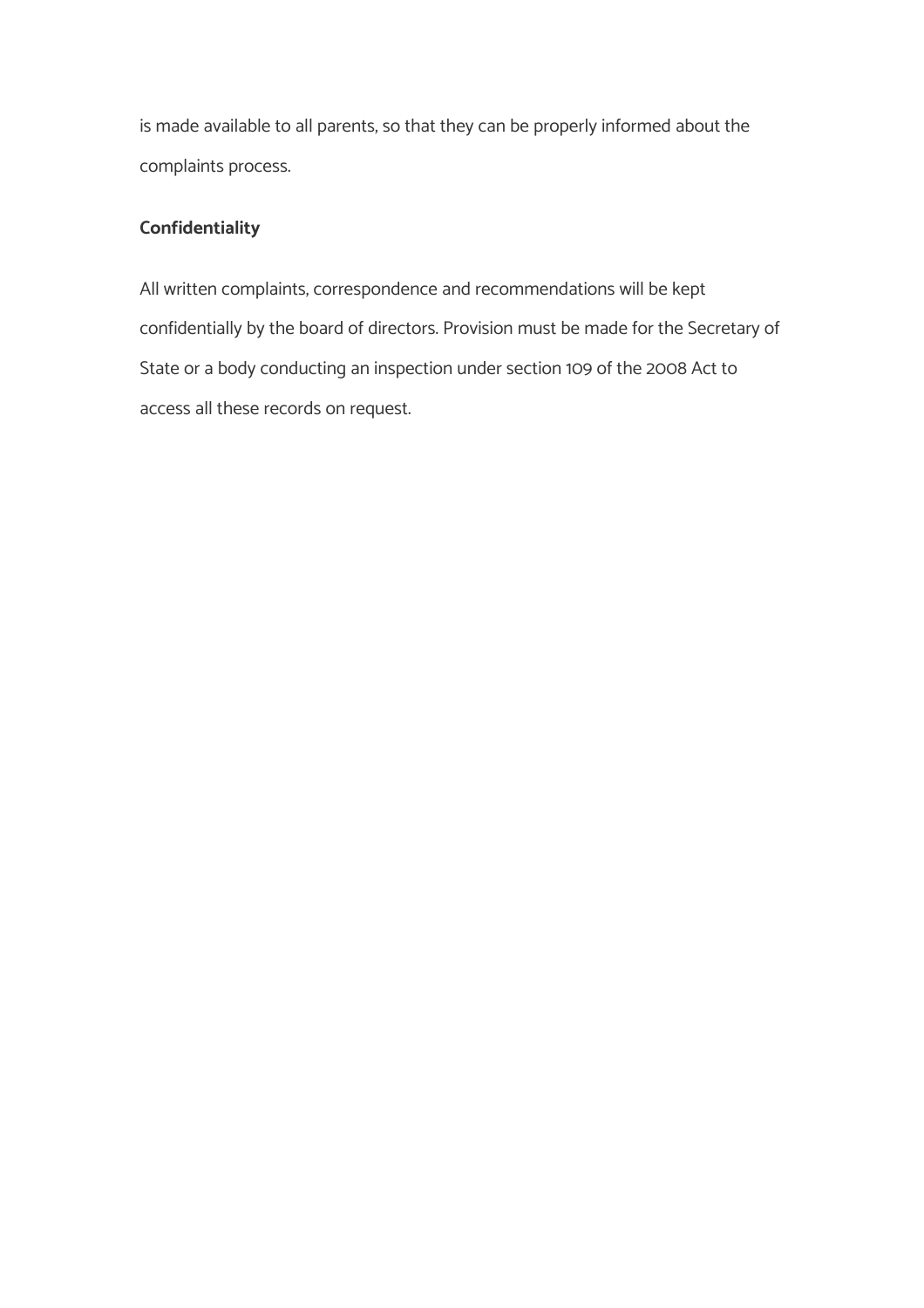is made available to all parents, so that they can be properly informed about the complaints process.

## Confidentiality

All written complaints, correspondence and recommendations will be kept confidentially by the board of directors. Provision must be made for the Secretary of State or a body conducting an inspection under section 109 of the 2008 Act to access all these records on request.